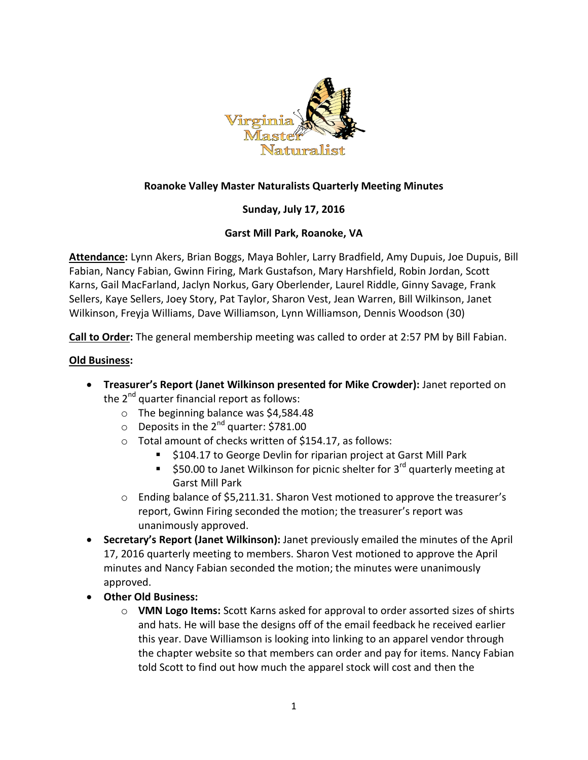**Roanoke Valley Master Naturalists Quarterly Meeting Minutes**

**Sunday, July 17, 2016**

**Garst Mill Park, Roanoke, VA**

**Attendance:** Lynn Akers, Brian Boggs, Maya Bohler, Larry Bradfield, Amy Dupuis, Joe Dupuis, Bill Fabian, Nancy Fabian, Gwinn Firing, Mark Gustafson, Mary Harshfield, Robin Jordan, Scott Karns, Gail MacFarland, Jaclyn Norkus, Gary Oberlender, Laurel Riddle, Ginny Savage, Frank Sellers, Kaye Sellers, Joey Story, Pat Taylor, Sharon Vest, Jean Warren, Bill Wilkinson, Janet Wilkinson, Freyja Williams, Dave Williamson, Lynn Williamson, Dennis Woodson (30)

**Call to Order:** The general membership meeting was called to order at 2:57 PM by Bill Fabian.

**Old Business:**

- **Treasurer's Report (Janet Wilkinson presented for Mike Crowder):** Janet reported on the 2nd quarter financial report as follows:
  - The beginning balance was $4,584.48
  - Deposits in the 2nd quarter: $781.00
  - Total amount of checks written of $154.17, as follows:
    - $104.17 to George Devlin for riparian project at Garst Mill Park
    - $50.00 to Janet Wilkinson for picnic shelter for 3rd quarterly meeting at Garst Mill Park
  - Ending balance of $5,211.31. Sharon Vest motioned to approve the treasurer's report, Gwinn Firing seconded the motion; the treasurer's report was unanimously approved.
- **Secretary's Report (Janet Wilkinson):** Janet previously emailed the minutes of the April 17, 2016 quarterly meeting to members. Sharon Vest motioned to approve the April minutes and Nancy Fabian seconded the motion; the minutes were unanimously approved.
- **Other Old Business:**
  - **VMN Logo Items:** Scott Karns asked for approval to order assorted sizes of shirts and hats. He will base the designs off of the email feedback he received earlier this year. Dave Williamson is looking into linking to an apparel vendor through the chapter website so that members can order and pay for items. Nancy Fabian told Scott to find out how much the apparel stock will cost and then the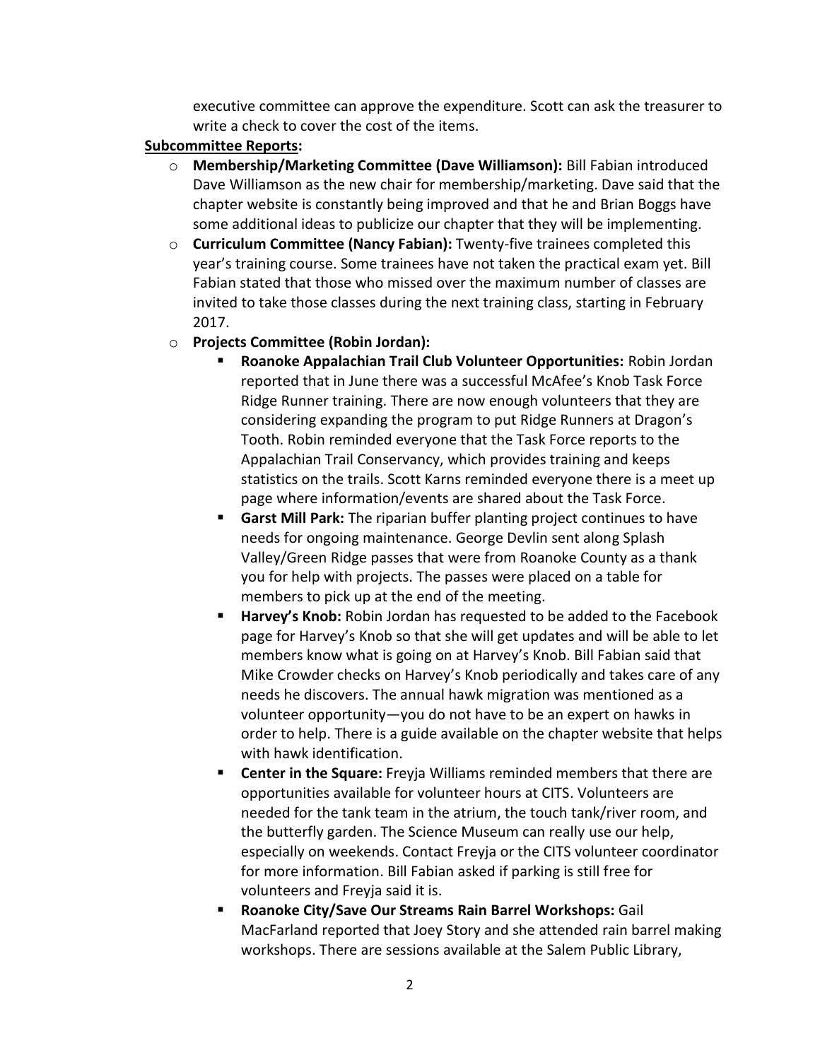executive committee can approve the expenditure. Scott can ask the treasurer to write a check to cover the cost of the items.

**Subcommittee Reports:**

- **Membership/Marketing Committee (Dave Williamson):** Bill Fabian introduced Dave Williamson as the new chair for membership/marketing. Dave said that the chapter website is constantly being improved and that he and Brian Boggs have some additional ideas to publicize our chapter that they will be implementing.
- **Curriculum Committee (Nancy Fabian):** Twenty-five trainees completed this year's training course. Some trainees have not taken the practical exam yet. Bill Fabian stated that those who missed over the maximum number of classes are invited to take those classes during the next training class, starting in February 2017.
- **Projects Committee (Robin Jordan):**
  - **Roanoke Appalachian Trail Club Volunteer Opportunities:** Robin Jordan reported that in June there was a successful McAfee's Knob Task Force Ridge Runner training. There are now enough volunteers that they are considering expanding the program to put Ridge Runners at Dragon's Tooth. Robin reminded everyone that the Task Force reports to the Appalachian Trail Conservancy, which provides training and keeps statistics on the trails. Scott Karns reminded everyone there is a meet up page where information/events are shared about the Task Force.
  - **Garst Mill Park:** The riparian buffer planting project continues to have needs for ongoing maintenance. George Devlin sent along Splash Valley/Green Ridge passes that were from Roanoke County as a thank you for help with projects. The passes were placed on a table for members to pick up at the end of the meeting.
  - **Harvey's Knob:** Robin Jordan has requested to be added to the Facebook page for Harvey's Knob so that she will get updates and will be able to let members know what is going on at Harvey's Knob. Bill Fabian said that Mike Crowder checks on Harvey's Knob periodically and takes care of any needs he discovers. The annual hawk migration was mentioned as a volunteer opportunity—you do not have to be an expert on hawks in order to help. There is a guide available on the chapter website that helps with hawk identification.
  - **Center in the Square:** Freyja Williams reminded members that there are opportunities available for volunteer hours at CITS. Volunteers are needed for the tank team in the atrium, the touch tank/river room, and the butterfly garden. The Science Museum can really use our help, especially on weekends. Contact Freyja or the CITS volunteer coordinator for more information. Bill Fabian asked if parking is still free for volunteers and Freyja said it is.
  - **Roanoke City/Save Our Streams Rain Barrel Workshops:** Gail MacFarland reported that Joey Story and she attended rain barrel making workshops. There are sessions available at the Salem Public Library,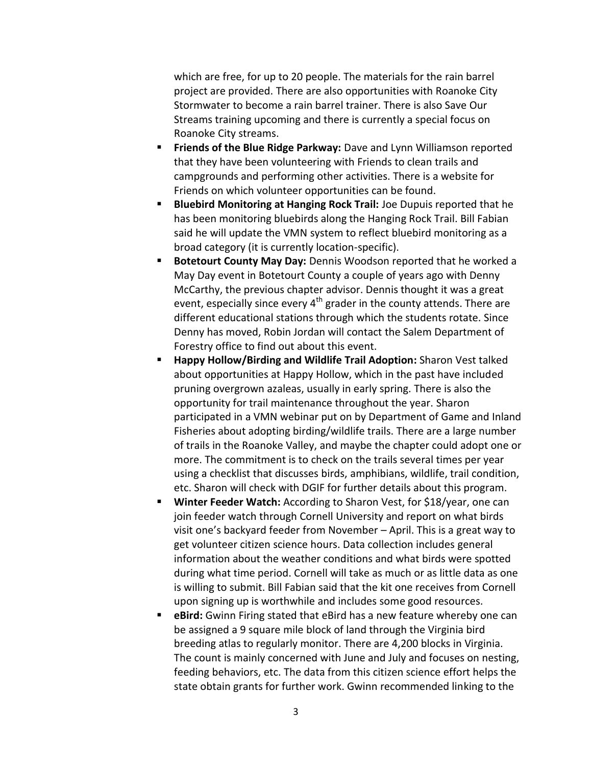which are free, for up to 20 people. The materials for the rain barrel project are provided. There are also opportunities with Roanoke City Stormwater to become a rain barrel trainer. There is also Save Our Streams training upcoming and there is currently a special focus on Roanoke City streams.

- **Friends of the Blue Ridge Parkway:** Dave and Lynn Williamson reported that they have been volunteering with Friends to clean trails and campgrounds and performing other activities. There is a website for Friends on which volunteer opportunities can be found.
- **Bluebird Monitoring at Hanging Rock Trail:** Joe Dupuis reported that he has been monitoring bluebirds along the Hanging Rock Trail. Bill Fabian said he will update the VMN system to reflect bluebird monitoring as a broad category (it is currently location-specific).
- **Botetourt County May Day:** Dennis Woodson reported that he worked a May Day event in Botetourt County a couple of years ago with Denny McCarthy, the previous chapter advisor. Dennis thought it was a great event, especially since every 4th grader in the county attends. There are different educational stations through which the students rotate. Since Denny has moved, Robin Jordan will contact the Salem Department of Forestry office to find out about this event.
- **Happy Hollow/Birding and Wildlife Trail Adoption:** Sharon Vest talked about opportunities at Happy Hollow, which in the past have included pruning overgrown azaleas, usually in early spring. There is also the opportunity for trail maintenance throughout the year. Sharon participated in a VMN webinar put on by Department of Game and Inland Fisheries about adopting birding/wildlife trails. There are a large number of trails in the Roanoke Valley, and maybe the chapter could adopt one or more. The commitment is to check on the trails several times per year using a checklist that discusses birds, amphibians, wildlife, trail condition, etc. Sharon will check with DGIF for further details about this program.
- **Winter Feeder Watch:** According to Sharon Vest, for $18/year, one can join feeder watch through Cornell University and report on what birds visit one's backyard feeder from November – April. This is a great way to get volunteer citizen science hours. Data collection includes general information about the weather conditions and what birds were spotted during what time period. Cornell will take as much or as little data as one is willing to submit. Bill Fabian said that the kit one receives from Cornell upon signing up is worthwhile and includes some good resources.
- **eBird:** Gwinn Firing stated that eBird has a new feature whereby one can be assigned a 9 square mile block of land through the Virginia bird breeding atlas to regularly monitor. There are 4,200 blocks in Virginia. The count is mainly concerned with June and July and focuses on nesting, feeding behaviors, etc. The data from this citizen science effort helps the state obtain grants for further work. Gwinn recommended linking to the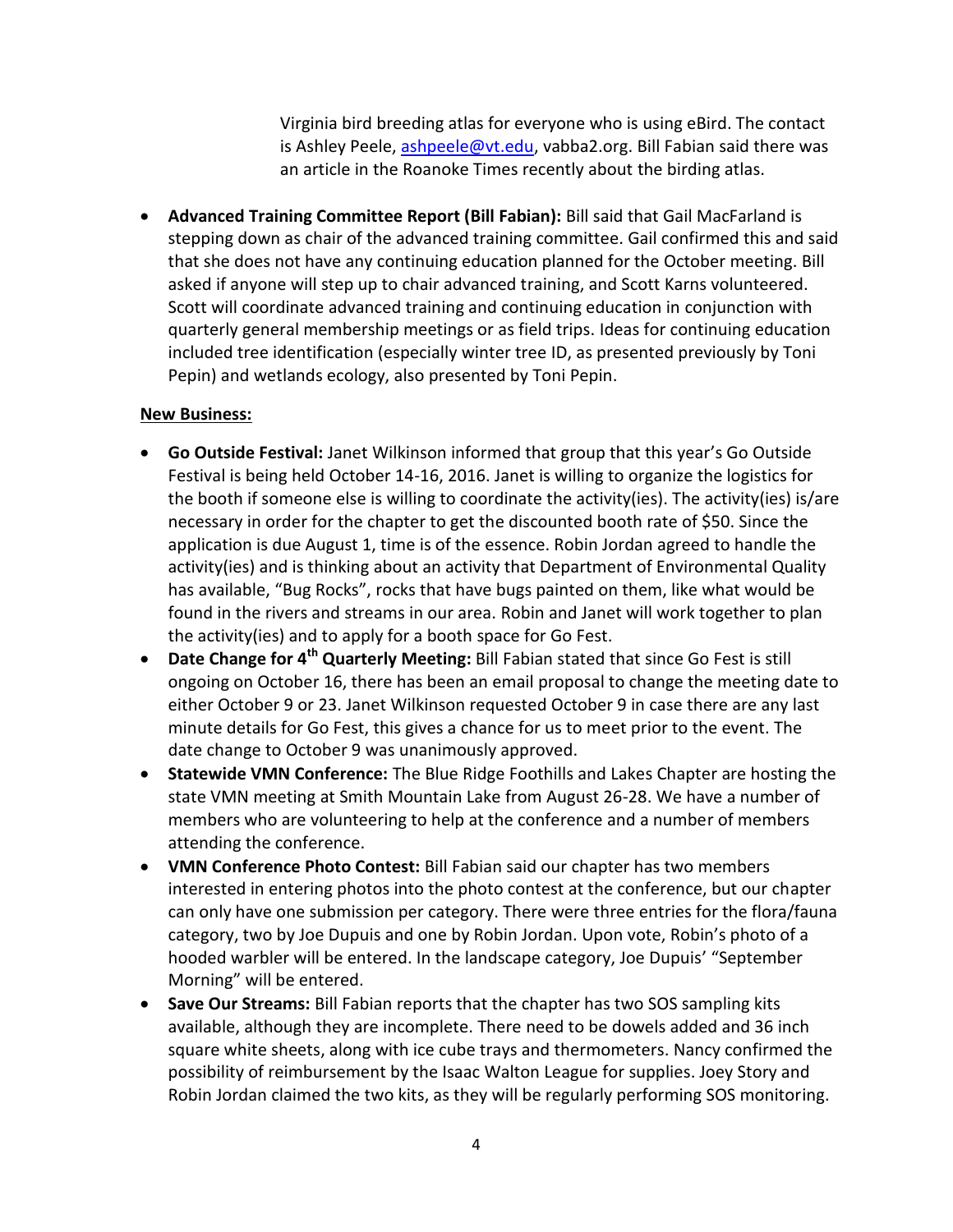Virginia bird breeding atlas for everyone who is using eBird. The contact is Ashley Peele, ashpeele@vt.edu, vabba2.org. Bill Fabian said there was an article in the Roanoke Times recently about the birding atlas.

- **Advanced Training Committee Report (Bill Fabian):** Bill said that Gail MacFarland is stepping down as chair of the advanced training committee. Gail confirmed this and said that she does not have any continuing education planned for the October meeting. Bill asked if anyone will step up to chair advanced training, and Scott Karns volunteered. Scott will coordinate advanced training and continuing education in conjunction with quarterly general membership meetings or as field trips. Ideas for continuing education included tree identification (especially winter tree ID, as presented previously by Toni Pepin) and wetlands ecology, also presented by Toni Pepin.

**New Business:**

- **Go Outside Festival:** Janet Wilkinson informed that group that this year's Go Outside Festival is being held October 14-16, 2016. Janet is willing to organize the logistics for the booth if someone else is willing to coordinate the activity(ies). The activity(ies) is/are necessary in order for the chapter to get the discounted booth rate of $50. Since the application is due August 1, time is of the essence. Robin Jordan agreed to handle the activity(ies) and is thinking about an activity that Department of Environmental Quality has available, "Bug Rocks", rocks that have bugs painted on them, like what would be found in the rivers and streams in our area. Robin and Janet will work together to plan the activity(ies) and to apply for a booth space for Go Fest.
- **Date Change for 4th Quarterly Meeting:** Bill Fabian stated that since Go Fest is still ongoing on October 16, there has been an email proposal to change the meeting date to either October 9 or 23. Janet Wilkinson requested October 9 in case there are any last minute details for Go Fest, this gives a chance for us to meet prior to the event. The date change to October 9 was unanimously approved.
- **Statewide VMN Conference:** The Blue Ridge Foothills and Lakes Chapter are hosting the state VMN meeting at Smith Mountain Lake from August 26-28. We have a number of members who are volunteering to help at the conference and a number of members attending the conference.
- **VMN Conference Photo Contest:** Bill Fabian said our chapter has two members interested in entering photos into the photo contest at the conference, but our chapter can only have one submission per category. There were three entries for the flora/fauna category, two by Joe Dupuis and one by Robin Jordan. Upon vote, Robin's photo of a hooded warbler will be entered. In the landscape category, Joe Dupuis' "September Morning" will be entered.
- **Save Our Streams:** Bill Fabian reports that the chapter has two SOS sampling kits available, although they are incomplete. There need to be dowels added and 36 inch square white sheets, along with ice cube trays and thermometers. Nancy confirmed the possibility of reimbursement by the Isaac Walton League for supplies. Joey Story and Robin Jordan claimed the two kits, as they will be regularly performing SOS monitoring.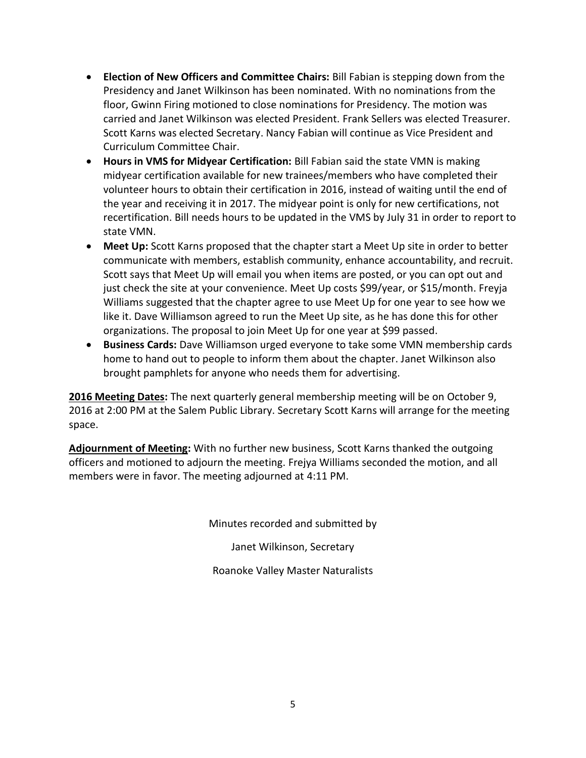- **Election of New Officers and Committee Chairs:** Bill Fabian is stepping down from the Presidency and Janet Wilkinson has been nominated. With no nominations from the floor, Gwinn Firing motioned to close nominations for Presidency. The motion was carried and Janet Wilkinson was elected President. Frank Sellers was elected Treasurer. Scott Karns was elected Secretary. Nancy Fabian will continue as Vice President and Curriculum Committee Chair.
- **Hours in VMS for Midyear Certification:** Bill Fabian said the state VMN is making midyear certification available for new trainees/members who have completed their volunteer hours to obtain their certification in 2016, instead of waiting until the end of the year and receiving it in 2017. The midyear point is only for new certifications, not recertification. Bill needs hours to be updated in the VMS by July 31 in order to report to state VMN.
- **Meet Up:** Scott Karns proposed that the chapter start a Meet Up site in order to better communicate with members, establish community, enhance accountability, and recruit. Scott says that Meet Up will email you when items are posted, or you can opt out and just check the site at your convenience. Meet Up costs $99/year, or $15/month. Freyja Williams suggested that the chapter agree to use Meet Up for one year to see how we like it. Dave Williamson agreed to run the Meet Up site, as he has done this for other organizations. The proposal to join Meet Up for one year at $99 passed.
- **Business Cards:** Dave Williamson urged everyone to take some VMN membership cards home to hand out to people to inform them about the chapter. Janet Wilkinson also brought pamphlets for anyone who needs them for advertising.

**2016 Meeting Dates:** The next quarterly general membership meeting will be on October 9, 2016 at 2:00 PM at the Salem Public Library. Secretary Scott Karns will arrange for the meeting space.

**Adjournment of Meeting:** With no further new business, Scott Karns thanked the outgoing officers and motioned to adjourn the meeting. Frejya Williams seconded the motion, and all members were in favor. The meeting adjourned at 4:11 PM.

Minutes recorded and submitted by

Janet Wilkinson, Secretary

Roanoke Valley Master Naturalists